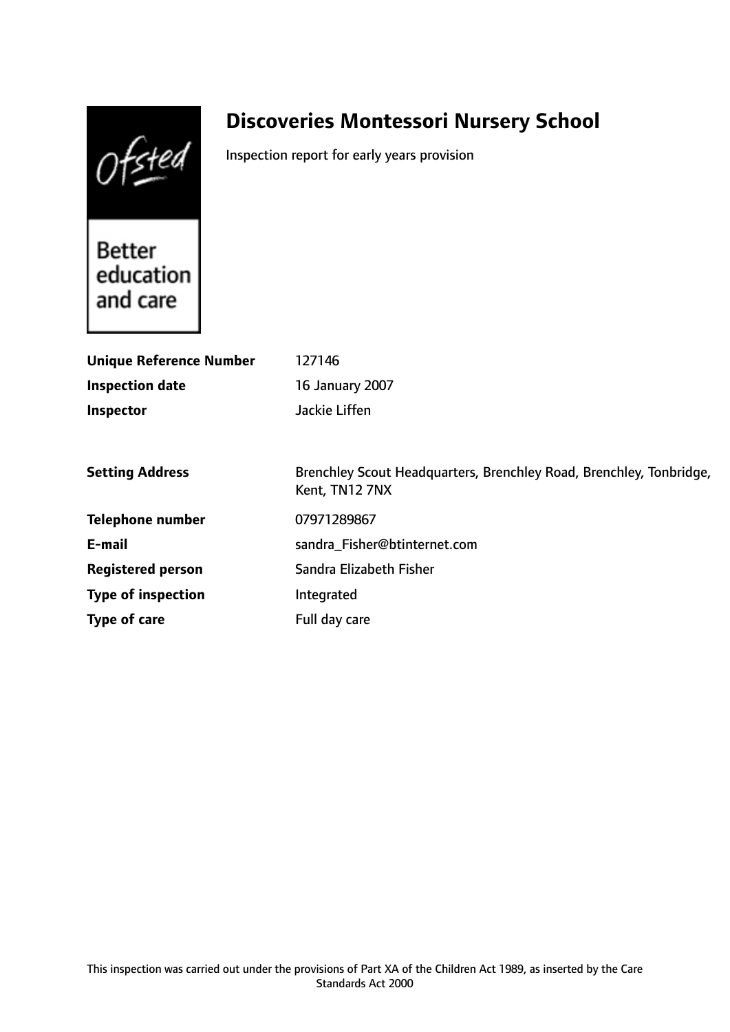# Discoveries Montessori Nursery School

Inspection report for early years provision

| | |
|---|---|
| **Unique Reference Number** | 127146 |
| **Inspection date** | 16 January 2007 |
| **Inspector** | Jackie Liffen |

| | |
|---|---|
| **Setting Address** | Brenchley Scout Headquarters, Brenchley Road, Brenchley, Tonbridge, Kent, TN12 7NX |
| **Telephone number** | 07971289867 |
| **E-mail** | sandra_Fisher@btinternet.com |
| **Registered person** | Sandra Elizabeth Fisher |
| **Type of inspection** | Integrated |
| **Type of care** | Full day care |

This inspection was carried out under the provisions of Part XA of the Children Act 1989, as inserted by the Care Standards Act 2000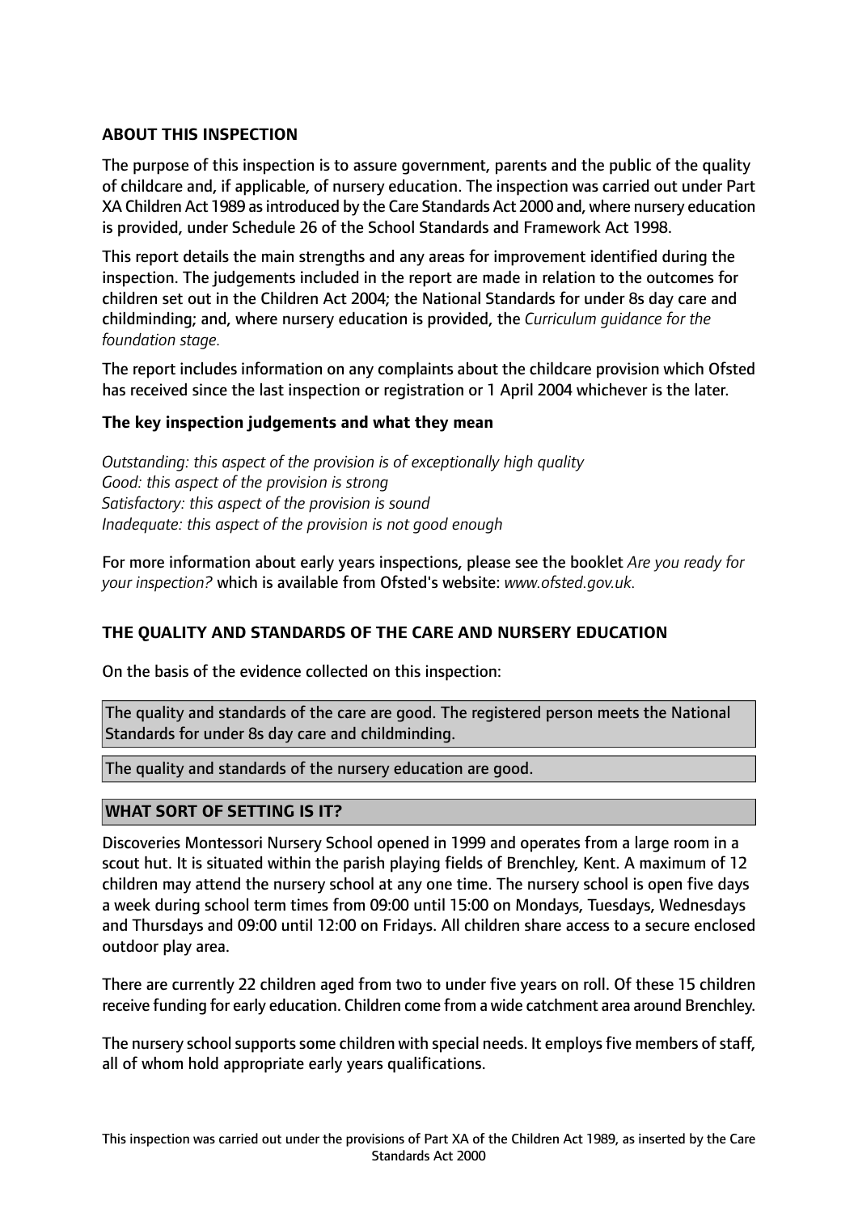**ABOUT THIS INSPECTION**

The purpose of this inspection is to assure government, parents and the public of the quality of childcare and, if applicable, of nursery education. The inspection was carried out under Part XA Children Act 1989 as introduced by the Care Standards Act 2000 and, where nursery education is provided, under Schedule 26 of the School Standards and Framework Act 1998.

This report details the main strengths and any areas for improvement identified during the inspection. The judgements included in the report are made in relation to the outcomes for children set out in the Children Act 2004; the National Standards for under 8s day care and childminding; and, where nursery education is provided, the *Curriculum guidance for the foundation stage.*

The report includes information on any complaints about the childcare provision which Ofsted has received since the last inspection or registration or 1 April 2004 whichever is the later.

**The key inspection judgements and what they mean**

*Outstanding: this aspect of the provision is of exceptionally high quality*
*Good: this aspect of the provision is strong*
*Satisfactory: this aspect of the provision is sound*
*Inadequate: this aspect of the provision is not good enough*

For more information about early years inspections, please see the booklet *Are you ready for your inspection?* which is available from Ofsted's website: *www.ofsted.gov.uk.*

**THE QUALITY AND STANDARDS OF THE CARE AND NURSERY EDUCATION**

On the basis of the evidence collected on this inspection:

The quality and standards of the care are good. The registered person meets the National Standards for under 8s day care and childminding.

The quality and standards of the nursery education are good.

**WHAT SORT OF SETTING IS IT?**

Discoveries Montessori Nursery School opened in 1999 and operates from a large room in a scout hut. It is situated within the parish playing fields of Brenchley, Kent. A maximum of 12 children may attend the nursery school at any one time. The nursery school is open five days a week during school term times from 09:00 until 15:00 on Mondays, Tuesdays, Wednesdays and Thursdays and 09:00 until 12:00 on Fridays. All children share access to a secure enclosed outdoor play area.

There are currently 22 children aged from two to under five years on roll. Of these 15 children receive funding for early education. Children come from a wide catchment area around Brenchley.

The nursery school supports some children with special needs. It employs five members of staff, all of whom hold appropriate early years qualifications.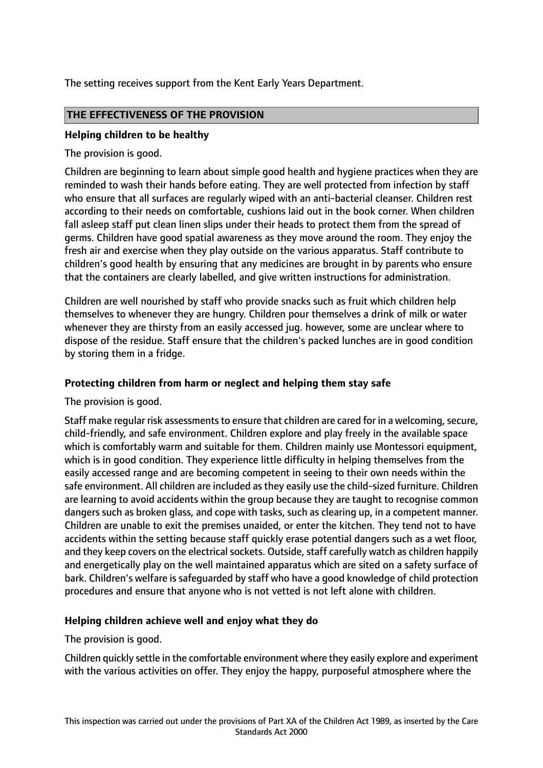The setting receives support from the Kent Early Years Department.

## THE EFFECTIVENESS OF THE PROVISION

### Helping children to be healthy

The provision is good.

Children are beginning to learn about simple good health and hygiene practices when they are reminded to wash their hands before eating. They are well protected from infection by staff who ensure that all surfaces are regularly wiped with an anti-bacterial cleanser. Children rest according to their needs on comfortable, cushions laid out in the book corner. When children fall asleep staff put clean linen slips under their heads to protect them from the spread of germs. Children have good spatial awareness as they move around the room. They enjoy the fresh air and exercise when they play outside on the various apparatus. Staff contribute to children's good health by ensuring that any medicines are brought in by parents who ensure that the containers are clearly labelled, and give written instructions for administration.

Children are well nourished by staff who provide snacks such as fruit which children help themselves to whenever they are hungry. Children pour themselves a drink of milk or water whenever they are thirsty from an easily accessed jug. however, some are unclear where to dispose of the residue. Staff ensure that the children's packed lunches are in good condition by storing them in a fridge.

### Protecting children from harm or neglect and helping them stay safe

The provision is good.

Staff make regular risk assessments to ensure that children are cared for in a welcoming, secure, child-friendly, and safe environment. Children explore and play freely in the available space which is comfortably warm and suitable for them. Children mainly use Montessori equipment, which is in good condition. They experience little difficulty in helping themselves from the easily accessed range and are becoming competent in seeing to their own needs within the safe environment. All children are included as they easily use the child-sized furniture. Children are learning to avoid accidents within the group because they are taught to recognise common dangers such as broken glass, and cope with tasks, such as clearing up, in a competent manner. Children are unable to exit the premises unaided, or enter the kitchen. They tend not to have accidents within the setting because staff quickly erase potential dangers such as a wet floor, and they keep covers on the electrical sockets. Outside, staff carefully watch as children happily and energetically play on the well maintained apparatus which are sited on a safety surface of bark. Children's welfare is safeguarded by staff who have a good knowledge of child protection procedures and ensure that anyone who is not vetted is not left alone with children.

### Helping children achieve well and enjoy what they do

The provision is good.

Children quickly settle in the comfortable environment where they easily explore and experiment with the various activities on offer. They enjoy the happy, purposeful atmosphere where the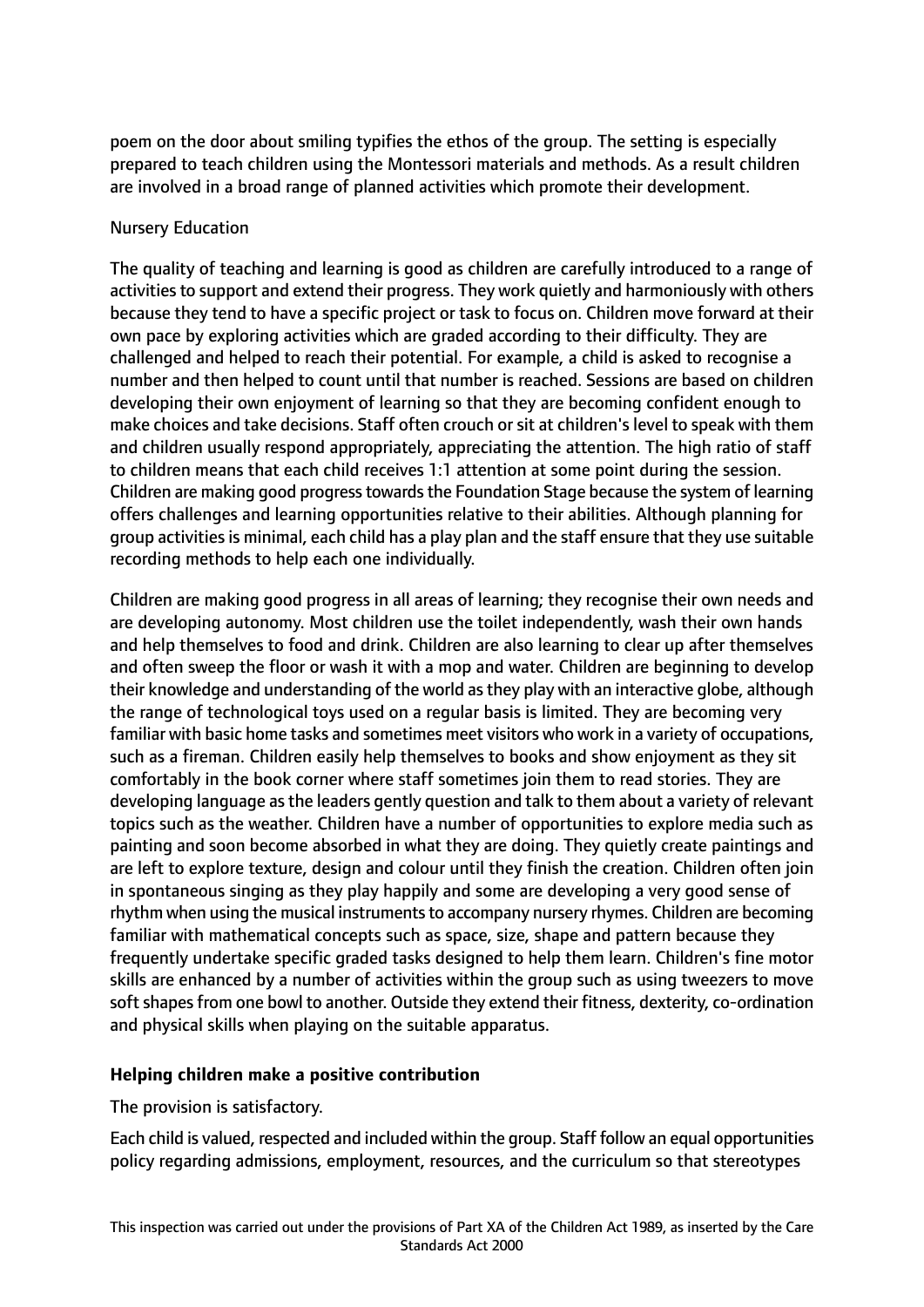poem on the door about smiling typifies the ethos of the group. The setting is especially prepared to teach children using the Montessori materials and methods. As a result children are involved in a broad range of planned activities which promote their development.

Nursery Education

The quality of teaching and learning is good as children are carefully introduced to a range of activities to support and extend their progress. They work quietly and harmoniously with others because they tend to have a specific project or task to focus on. Children move forward at their own pace by exploring activities which are graded according to their difficulty. They are challenged and helped to reach their potential. For example, a child is asked to recognise a number and then helped to count until that number is reached. Sessions are based on children developing their own enjoyment of learning so that they are becoming confident enough to make choices and take decisions. Staff often crouch or sit at children's level to speak with them and children usually respond appropriately, appreciating the attention. The high ratio of staff to children means that each child receives 1:1 attention at some point during the session. Children are making good progress towards the Foundation Stage because the system of learning offers challenges and learning opportunities relative to their abilities. Although planning for group activities is minimal, each child has a play plan and the staff ensure that they use suitable recording methods to help each one individually.

Children are making good progress in all areas of learning; they recognise their own needs and are developing autonomy. Most children use the toilet independently, wash their own hands and help themselves to food and drink. Children are also learning to clear up after themselves and often sweep the floor or wash it with a mop and water. Children are beginning to develop their knowledge and understanding of the world as they play with an interactive globe, although the range of technological toys used on a regular basis is limited. They are becoming very familiar with basic home tasks and sometimes meet visitors who work in a variety of occupations, such as a fireman. Children easily help themselves to books and show enjoyment as they sit comfortably in the book corner where staff sometimes join them to read stories. They are developing language as the leaders gently question and talk to them about a variety of relevant topics such as the weather. Children have a number of opportunities to explore media such as painting and soon become absorbed in what they are doing. They quietly create paintings and are left to explore texture, design and colour until they finish the creation. Children often join in spontaneous singing as they play happily and some are developing a very good sense of rhythm when using the musical instruments to accompany nursery rhymes. Children are becoming familiar with mathematical concepts such as space, size, shape and pattern because they frequently undertake specific graded tasks designed to help them learn. Children's fine motor skills are enhanced by a number of activities within the group such as using tweezers to move soft shapes from one bowl to another. Outside they extend their fitness, dexterity, co-ordination and physical skills when playing on the suitable apparatus.

**Helping children make a positive contribution**

The provision is satisfactory.

Each child is valued, respected and included within the group. Staff follow an equal opportunities policy regarding admissions, employment, resources, and the curriculum so that stereotypes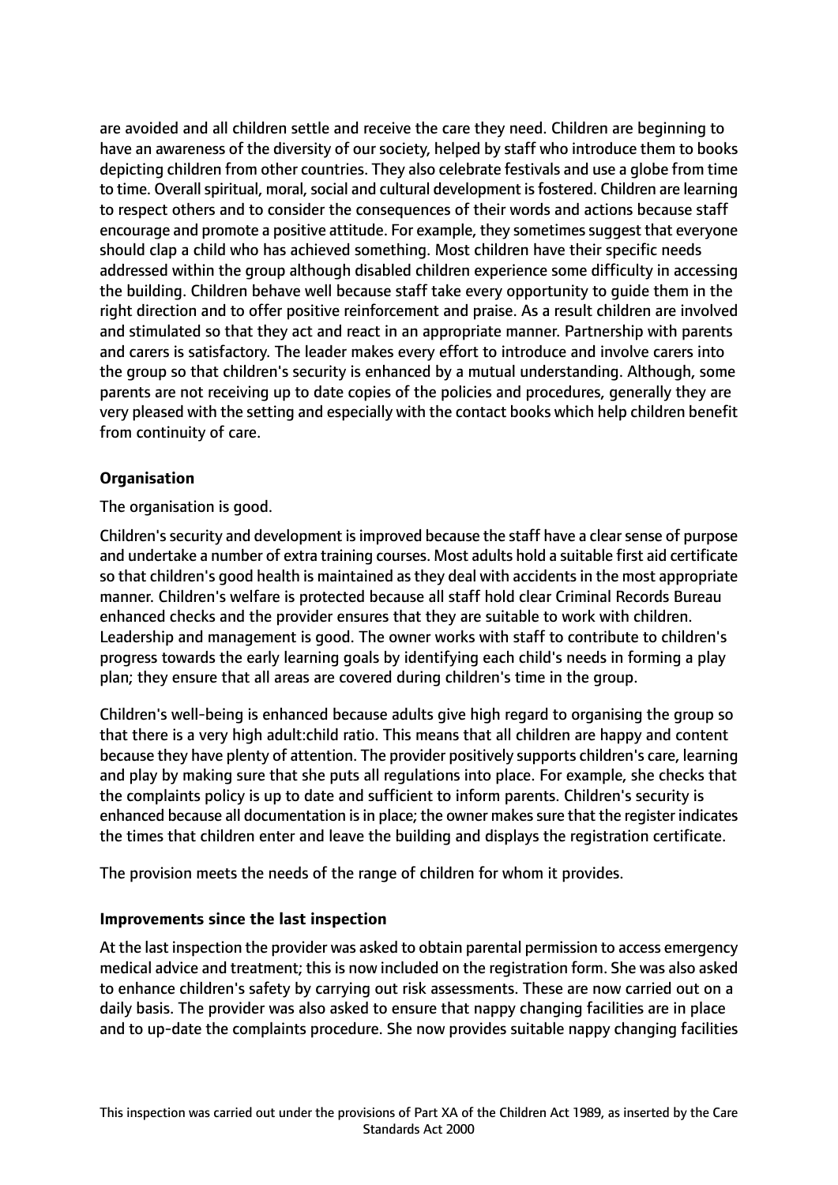are avoided and all children settle and receive the care they need. Children are beginning to have an awareness of the diversity of our society, helped by staff who introduce them to books depicting children from other countries. They also celebrate festivals and use a globe from time to time. Overall spiritual, moral, social and cultural development is fostered. Children are learning to respect others and to consider the consequences of their words and actions because staff encourage and promote a positive attitude. For example, they sometimes suggest that everyone should clap a child who has achieved something. Most children have their specific needs addressed within the group although disabled children experience some difficulty in accessing the building. Children behave well because staff take every opportunity to guide them in the right direction and to offer positive reinforcement and praise. As a result children are involved and stimulated so that they act and react in an appropriate manner. Partnership with parents and carers is satisfactory. The leader makes every effort to introduce and involve carers into the group so that children's security is enhanced by a mutual understanding. Although, some parents are not receiving up to date copies of the policies and procedures, generally they are very pleased with the setting and especially with the contact books which help children benefit from continuity of care.

**Organisation**

The organisation is good.

Children's security and development is improved because the staff have a clear sense of purpose and undertake a number of extra training courses. Most adults hold a suitable first aid certificate so that children's good health is maintained as they deal with accidents in the most appropriate manner. Children's welfare is protected because all staff hold clear Criminal Records Bureau enhanced checks and the provider ensures that they are suitable to work with children. Leadership and management is good. The owner works with staff to contribute to children's progress towards the early learning goals by identifying each child's needs in forming a play plan; they ensure that all areas are covered during children's time in the group.

Children's well-being is enhanced because adults give high regard to organising the group so that there is a very high adult:child ratio. This means that all children are happy and content because they have plenty of attention. The provider positively supports children's care, learning and play by making sure that she puts all regulations into place. For example, she checks that the complaints policy is up to date and sufficient to inform parents. Children's security is enhanced because all documentation is in place; the owner makes sure that the register indicates the times that children enter and leave the building and displays the registration certificate.

The provision meets the needs of the range of children for whom it provides.

**Improvements since the last inspection**

At the last inspection the provider was asked to obtain parental permission to access emergency medical advice and treatment; this is now included on the registration form. She was also asked to enhance children's safety by carrying out risk assessments. These are now carried out on a daily basis. The provider was also asked to ensure that nappy changing facilities are in place and to up-date the complaints procedure. She now provides suitable nappy changing facilities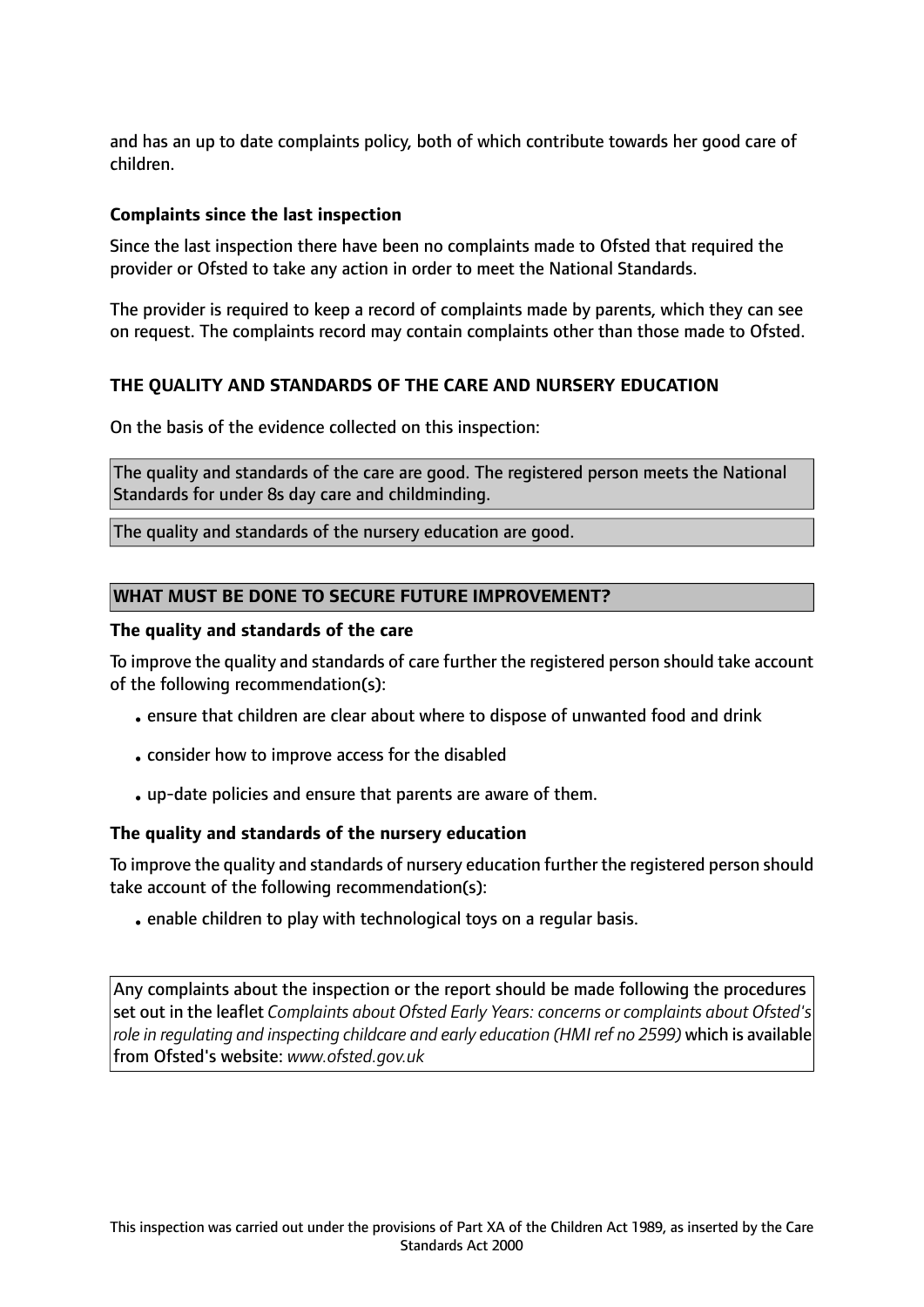and has an up to date complaints policy, both of which contribute towards her good care of children.

**Complaints since the last inspection**

Since the last inspection there have been no complaints made to Ofsted that required the provider or Ofsted to take any action in order to meet the National Standards.

The provider is required to keep a record of complaints made by parents, which they can see on request. The complaints record may contain complaints other than those made to Ofsted.

## THE QUALITY AND STANDARDS OF THE CARE AND NURSERY EDUCATION

On the basis of the evidence collected on this inspection:

The quality and standards of the care are good. The registered person meets the National Standards for under 8s day care and childminding.

The quality and standards of the nursery education are good.

## WHAT MUST BE DONE TO SECURE FUTURE IMPROVEMENT?

**The quality and standards of the care**

To improve the quality and standards of care further the registered person should take account of the following recommendation(s):

- ensure that children are clear about where to dispose of unwanted food and drink
- consider how to improve access for the disabled
- up-date policies and ensure that parents are aware of them.

**The quality and standards of the nursery education**

To improve the quality and standards of nursery education further the registered person should take account of the following recommendation(s):

- enable children to play with technological toys on a regular basis.

Any complaints about the inspection or the report should be made following the procedures set out in the leaflet *Complaints about Ofsted Early Years: concerns or complaints about Ofsted's role in regulating and inspecting childcare and early education (HMI ref no 2599)* which is available from Ofsted's website: *www.ofsted.gov.uk*

This inspection was carried out under the provisions of Part XA of the Children Act 1989, as inserted by the Care Standards Act 2000